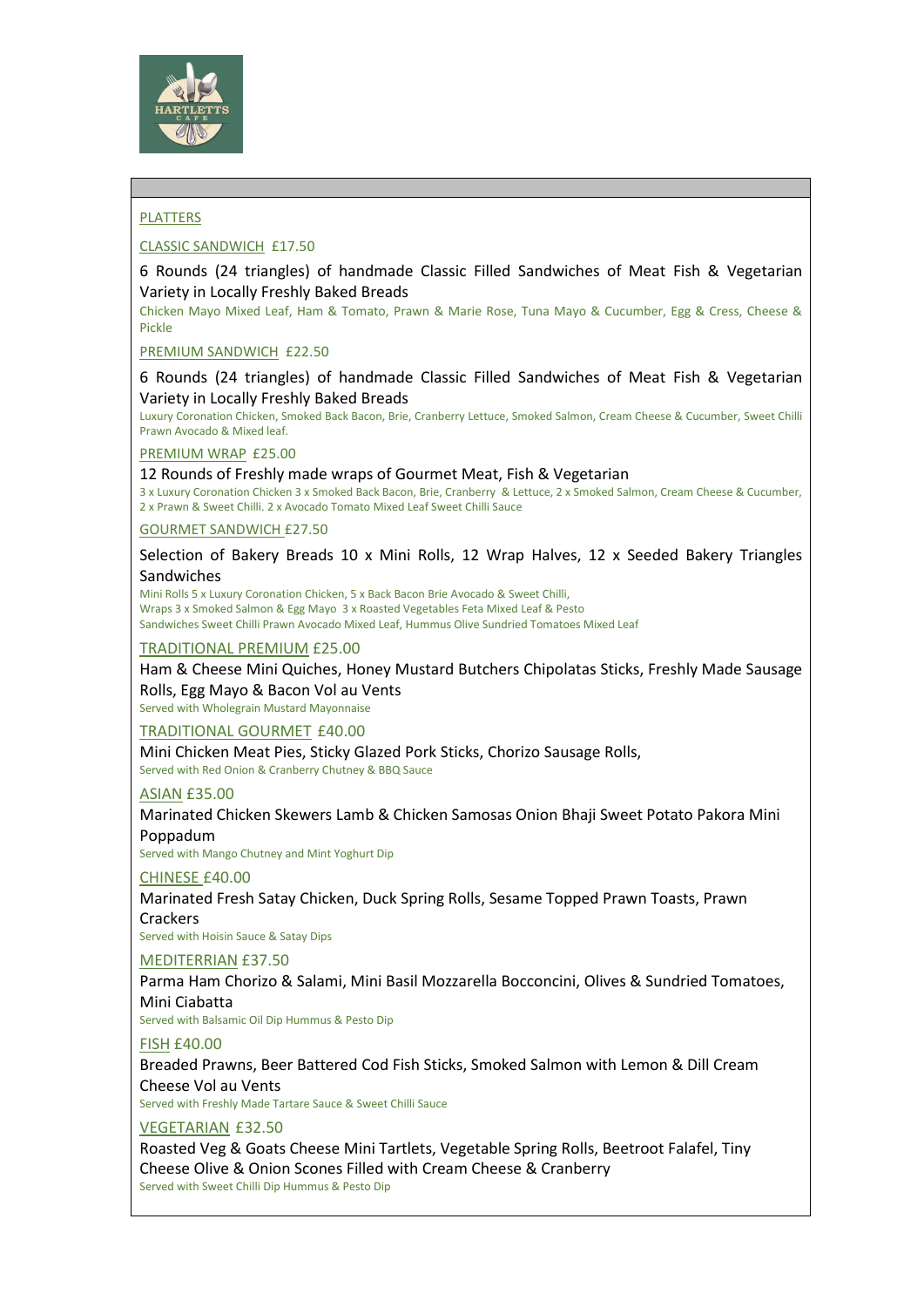HARTLETTS CAFE

## PLATTERS

### CLASSIC SANDWICH £17.50

6 Rounds (24 triangles) of handmade Classic Filled Sandwiches of Meat Fish & Vegetarian Variety in Locally Freshly Baked Breads

Chicken Mayo Mixed Leaf, Ham & Tomato, Prawn & Marie Rose, Tuna Mayo & Cucumber, Egg & Cress, Cheese & Pickle

### PREMIUM SANDWICH £22.50

6 Rounds (24 triangles) of handmade Classic Filled Sandwiches of Meat Fish & Vegetarian Variety in Locally Freshly Baked Breads

Luxury Coronation Chicken, Smoked Back Bacon, Brie, Cranberry Lettuce, Smoked Salmon, Cream Cheese & Cucumber, Sweet Chilli Prawn Avocado & Mixed leaf.

### PREMIUM WRAP £25.00

12 Rounds of Freshly made wraps of Gourmet Meat, Fish & Vegetarian

3 x Luxury Coronation Chicken 3 x Smoked Back Bacon, Brie, Cranberry & Lettuce, 2 x Smoked Salmon, Cream Cheese & Cucumber, 2 x Prawn & Sweet Chilli. 2 x Avocado Tomato Mixed Leaf Sweet Chilli Sauce

### GOURMET SANDWICH £27.50

Selection of Bakery Breads 10 x Mini Rolls, 12 Wrap Halves, 12 x Seeded Bakery Triangles Sandwiches

Mini Rolls 5 x Luxury Coronation Chicken, 5 x Back Bacon Brie Avocado & Sweet Chilli,
Wraps 3 x Smoked Salmon & Egg Mayo 3 x Roasted Vegetables Feta Mixed Leaf & Pesto
Sandwiches Sweet Chilli Prawn Avocado Mixed Leaf, Hummus Olive Sundried Tomatoes Mixed Leaf

### TRADITIONAL PREMIUM £25.00

Ham & Cheese Mini Quiches, Honey Mustard Butchers Chipolatas Sticks, Freshly Made Sausage Rolls, Egg Mayo & Bacon Vol au Vents

Served with Wholegrain Mustard Mayonnaise

### TRADITIONAL GOURMET £40.00

Mini Chicken Meat Pies, Sticky Glazed Pork Sticks, Chorizo Sausage Rolls,

Served with Red Onion & Cranberry Chutney & BBQ Sauce

### ASIAN £35.00

Marinated Chicken Skewers Lamb & Chicken Samosas Onion Bhaji Sweet Potato Pakora Mini Poppadum

Served with Mango Chutney and Mint Yoghurt Dip

### CHINESE £40.00

Marinated Fresh Satay Chicken, Duck Spring Rolls, Sesame Topped Prawn Toasts, Prawn Crackers

Served with Hoisin Sauce & Satay Dips

### MEDITERRIAN £37.50

Parma Ham Chorizo & Salami, Mini Basil Mozzarella Bocconcini, Olives & Sundried Tomatoes, Mini Ciabatta

Served with Balsamic Oil Dip Hummus & Pesto Dip

### FISH £40.00

Breaded Prawns, Beer Battered Cod Fish Sticks, Smoked Salmon with Lemon & Dill Cream Cheese Vol au Vents

Served with Freshly Made Tartare Sauce & Sweet Chilli Sauce

### VEGETARIAN £32.50

Roasted Veg & Goats Cheese Mini Tartlets, Vegetable Spring Rolls, Beetroot Falafel, Tiny Cheese Olive & Onion Scones Filled with Cream Cheese & Cranberry

Served with Sweet Chilli Dip Hummus & Pesto Dip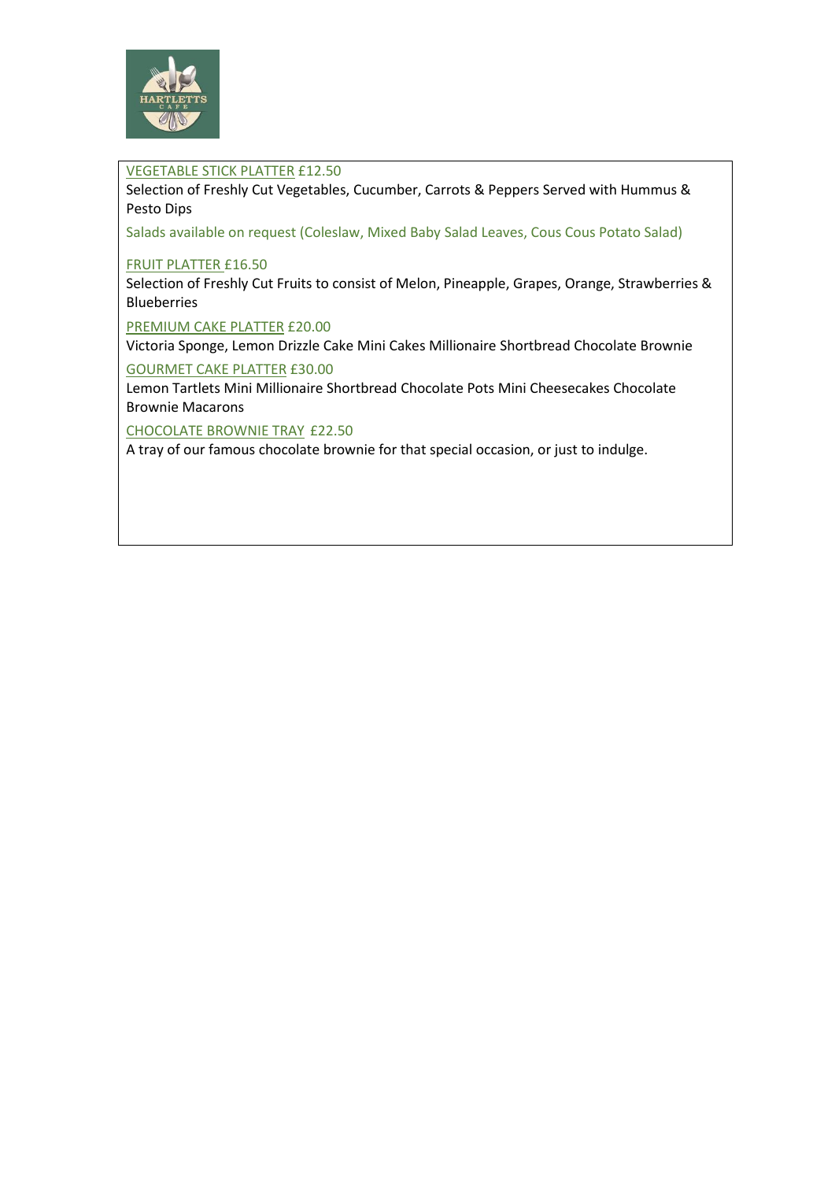HARTLETTS CAFE

VEGETABLE STICK PLATTER £12.50

Selection of Freshly Cut Vegetables, Cucumber, Carrots & Peppers Served with Hummus & Pesto Dips

Salads available on request (Coleslaw, Mixed Baby Salad Leaves, Cous Cous Potato Salad)

FRUIT PLATTER £16.50

Selection of Freshly Cut Fruits to consist of Melon, Pineapple, Grapes, Orange, Strawberries & Blueberries

PREMIUM CAKE PLATTER £20.00

Victoria Sponge, Lemon Drizzle Cake Mini Cakes Millionaire Shortbread Chocolate Brownie

GOURMET CAKE PLATTER £30.00

Lemon Tartlets Mini Millionaire Shortbread Chocolate Pots Mini Cheesecakes Chocolate Brownie Macarons

CHOCOLATE BROWNIE TRAY £22.50

A tray of our famous chocolate brownie for that special occasion, or just to indulge.